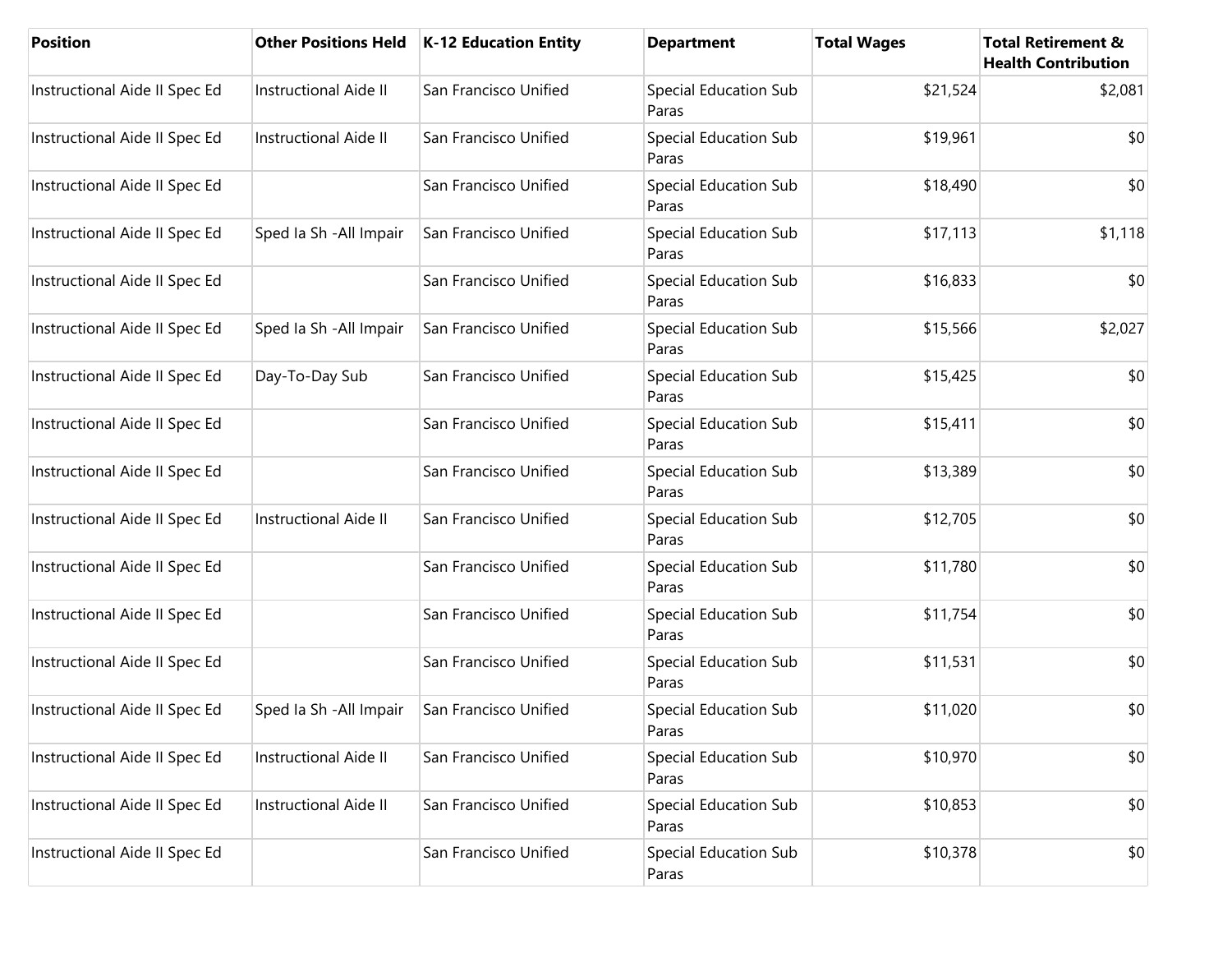| Position | Other Positions Held | K-12 Education Entity | Department | Total Wages | Total Retirement & Health Contribution |
|---|---|---|---|---|---|
| Instructional Aide II Spec Ed | Instructional Aide II | San Francisco Unified | Special Education Sub Paras | $21,524 | $2,081 |
| Instructional Aide II Spec Ed | Instructional Aide II | San Francisco Unified | Special Education Sub Paras | $19,961 | $0 |
| Instructional Aide II Spec Ed | | San Francisco Unified | Special Education Sub Paras | $18,490 | $0 |
| Instructional Aide II Spec Ed | Sped Ia Sh -All Impair | San Francisco Unified | Special Education Sub Paras | $17,113 | $1,118 |
| Instructional Aide II Spec Ed | | San Francisco Unified | Special Education Sub Paras | $16,833 | $0 |
| Instructional Aide II Spec Ed | Sped Ia Sh -All Impair | San Francisco Unified | Special Education Sub Paras | $15,566 | $2,027 |
| Instructional Aide II Spec Ed | Day-To-Day Sub | San Francisco Unified | Special Education Sub Paras | $15,425 | $0 |
| Instructional Aide II Spec Ed | | San Francisco Unified | Special Education Sub Paras | $15,411 | $0 |
| Instructional Aide II Spec Ed | | San Francisco Unified | Special Education Sub Paras | $13,389 | $0 |
| Instructional Aide II Spec Ed | Instructional Aide II | San Francisco Unified | Special Education Sub Paras | $12,705 | $0 |
| Instructional Aide II Spec Ed | | San Francisco Unified | Special Education Sub Paras | $11,780 | $0 |
| Instructional Aide II Spec Ed | | San Francisco Unified | Special Education Sub Paras | $11,754 | $0 |
| Instructional Aide II Spec Ed | | San Francisco Unified | Special Education Sub Paras | $11,531 | $0 |
| Instructional Aide II Spec Ed | Sped Ia Sh -All Impair | San Francisco Unified | Special Education Sub Paras | $11,020 | $0 |
| Instructional Aide II Spec Ed | Instructional Aide II | San Francisco Unified | Special Education Sub Paras | $10,970 | $0 |
| Instructional Aide II Spec Ed | Instructional Aide II | San Francisco Unified | Special Education Sub Paras | $10,853 | $0 |
| Instructional Aide II Spec Ed | | San Francisco Unified | Special Education Sub Paras | $10,378 | $0 |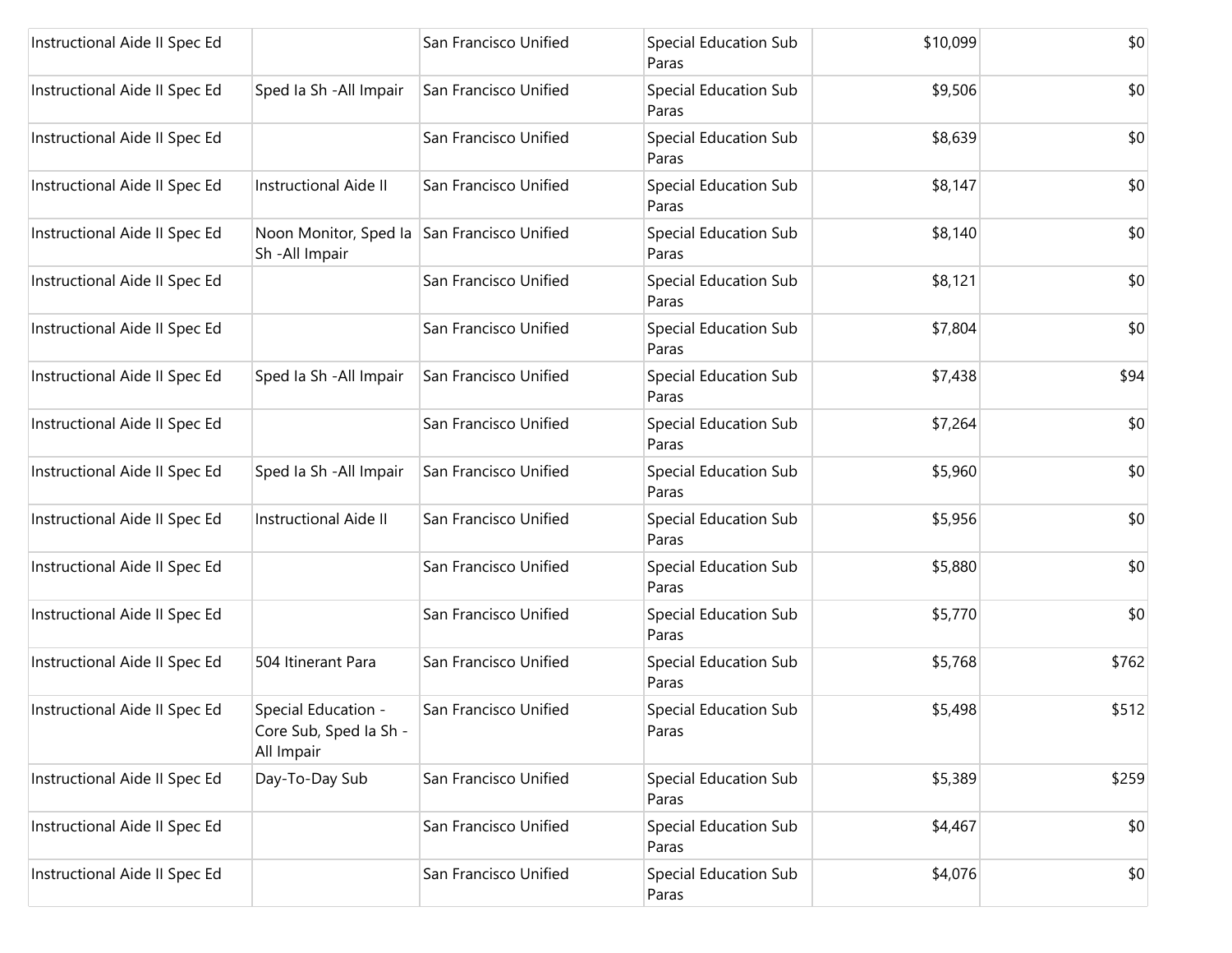| | | | | | |
|---|---|---|---|---|---|
| Instructional Aide II Spec Ed | | San Francisco Unified | Special Education Sub Paras | $10,099 | $0 |
| Instructional Aide II Spec Ed | Sped Ia Sh -All Impair | San Francisco Unified | Special Education Sub Paras | $9,506 | $0 |
| Instructional Aide II Spec Ed | | San Francisco Unified | Special Education Sub Paras | $8,639 | $0 |
| Instructional Aide II Spec Ed | Instructional Aide II | San Francisco Unified | Special Education Sub Paras | $8,147 | $0 |
| Instructional Aide II Spec Ed | Noon Monitor, Sped Ia Sh -All Impair | San Francisco Unified | Special Education Sub Paras | $8,140 | $0 |
| Instructional Aide II Spec Ed | | San Francisco Unified | Special Education Sub Paras | $8,121 | $0 |
| Instructional Aide II Spec Ed | | San Francisco Unified | Special Education Sub Paras | $7,804 | $0 |
| Instructional Aide II Spec Ed | Sped Ia Sh -All Impair | San Francisco Unified | Special Education Sub Paras | $7,438 | $94 |
| Instructional Aide II Spec Ed | | San Francisco Unified | Special Education Sub Paras | $7,264 | $0 |
| Instructional Aide II Spec Ed | Sped Ia Sh -All Impair | San Francisco Unified | Special Education Sub Paras | $5,960 | $0 |
| Instructional Aide II Spec Ed | Instructional Aide II | San Francisco Unified | Special Education Sub Paras | $5,956 | $0 |
| Instructional Aide II Spec Ed | | San Francisco Unified | Special Education Sub Paras | $5,880 | $0 |
| Instructional Aide II Spec Ed | | San Francisco Unified | Special Education Sub Paras | $5,770 | $0 |
| Instructional Aide II Spec Ed | 504 Itinerant Para | San Francisco Unified | Special Education Sub Paras | $5,768 | $762 |
| Instructional Aide II Spec Ed | Special Education - Core Sub, Sped Ia Sh - All Impair | San Francisco Unified | Special Education Sub Paras | $5,498 | $512 |
| Instructional Aide II Spec Ed | Day-To-Day Sub | San Francisco Unified | Special Education Sub Paras | $5,389 | $259 |
| Instructional Aide II Spec Ed | | San Francisco Unified | Special Education Sub Paras | $4,467 | $0 |
| Instructional Aide II Spec Ed | | San Francisco Unified | Special Education Sub Paras | $4,076 | $0 |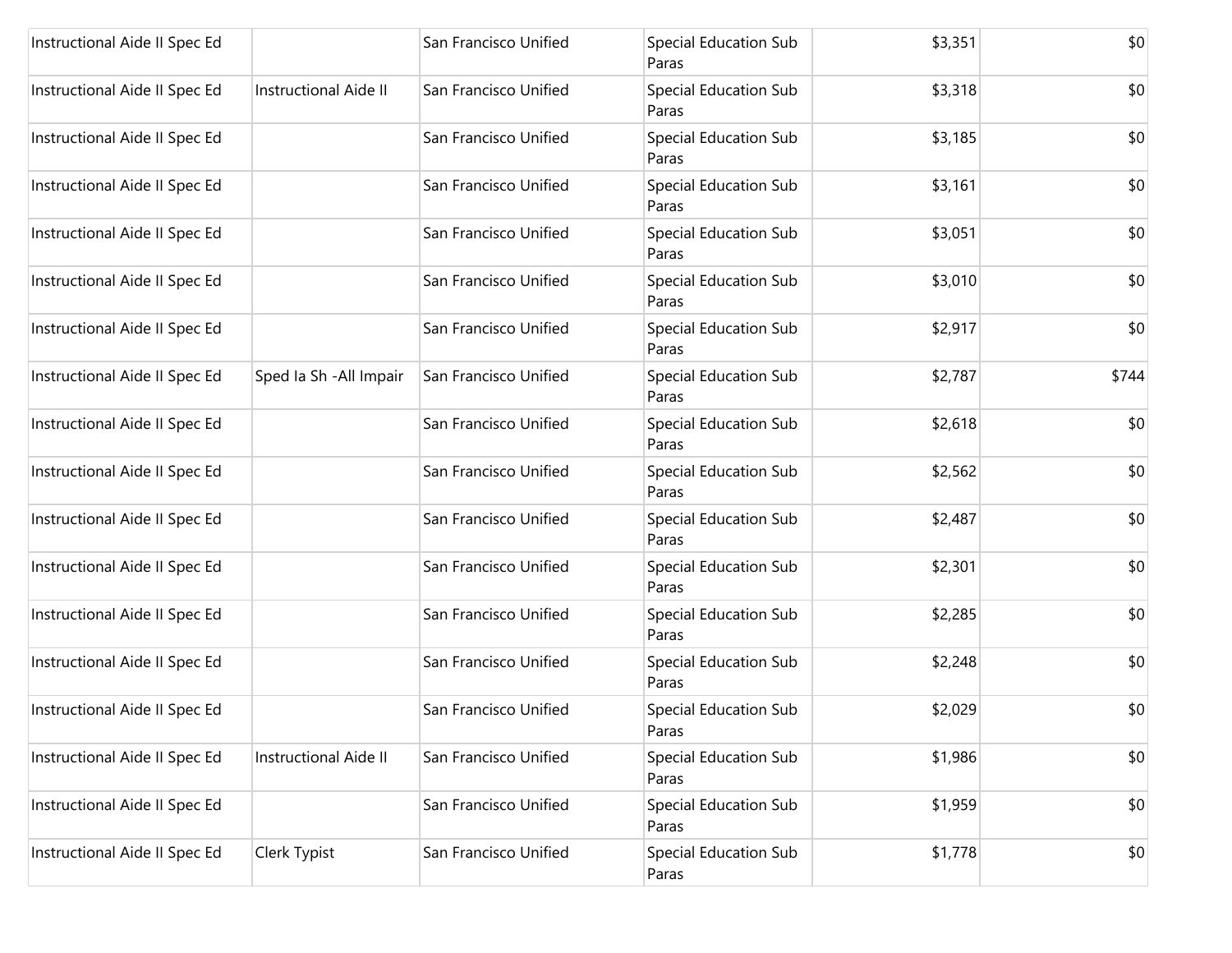| | | | | | |
|---|---|---|---|---|---|
| Instructional Aide II Spec Ed | | San Francisco Unified | Special Education Sub Paras | $3,351 | $0 |
| Instructional Aide II Spec Ed | Instructional Aide II | San Francisco Unified | Special Education Sub Paras | $3,318 | $0 |
| Instructional Aide II Spec Ed | | San Francisco Unified | Special Education Sub Paras | $3,185 | $0 |
| Instructional Aide II Spec Ed | | San Francisco Unified | Special Education Sub Paras | $3,161 | $0 |
| Instructional Aide II Spec Ed | | San Francisco Unified | Special Education Sub Paras | $3,051 | $0 |
| Instructional Aide II Spec Ed | | San Francisco Unified | Special Education Sub Paras | $3,010 | $0 |
| Instructional Aide II Spec Ed | | San Francisco Unified | Special Education Sub Paras | $2,917 | $0 |
| Instructional Aide II Spec Ed | Sped Ia Sh -All Impair | San Francisco Unified | Special Education Sub Paras | $2,787 | $744 |
| Instructional Aide II Spec Ed | | San Francisco Unified | Special Education Sub Paras | $2,618 | $0 |
| Instructional Aide II Spec Ed | | San Francisco Unified | Special Education Sub Paras | $2,562 | $0 |
| Instructional Aide II Spec Ed | | San Francisco Unified | Special Education Sub Paras | $2,487 | $0 |
| Instructional Aide II Spec Ed | | San Francisco Unified | Special Education Sub Paras | $2,301 | $0 |
| Instructional Aide II Spec Ed | | San Francisco Unified | Special Education Sub Paras | $2,285 | $0 |
| Instructional Aide II Spec Ed | | San Francisco Unified | Special Education Sub Paras | $2,248 | $0 |
| Instructional Aide II Spec Ed | | San Francisco Unified | Special Education Sub Paras | $2,029 | $0 |
| Instructional Aide II Spec Ed | Instructional Aide II | San Francisco Unified | Special Education Sub Paras | $1,986 | $0 |
| Instructional Aide II Spec Ed | | San Francisco Unified | Special Education Sub Paras | $1,959 | $0 |
| Instructional Aide II Spec Ed | Clerk Typist | San Francisco Unified | Special Education Sub Paras | $1,778 | $0 |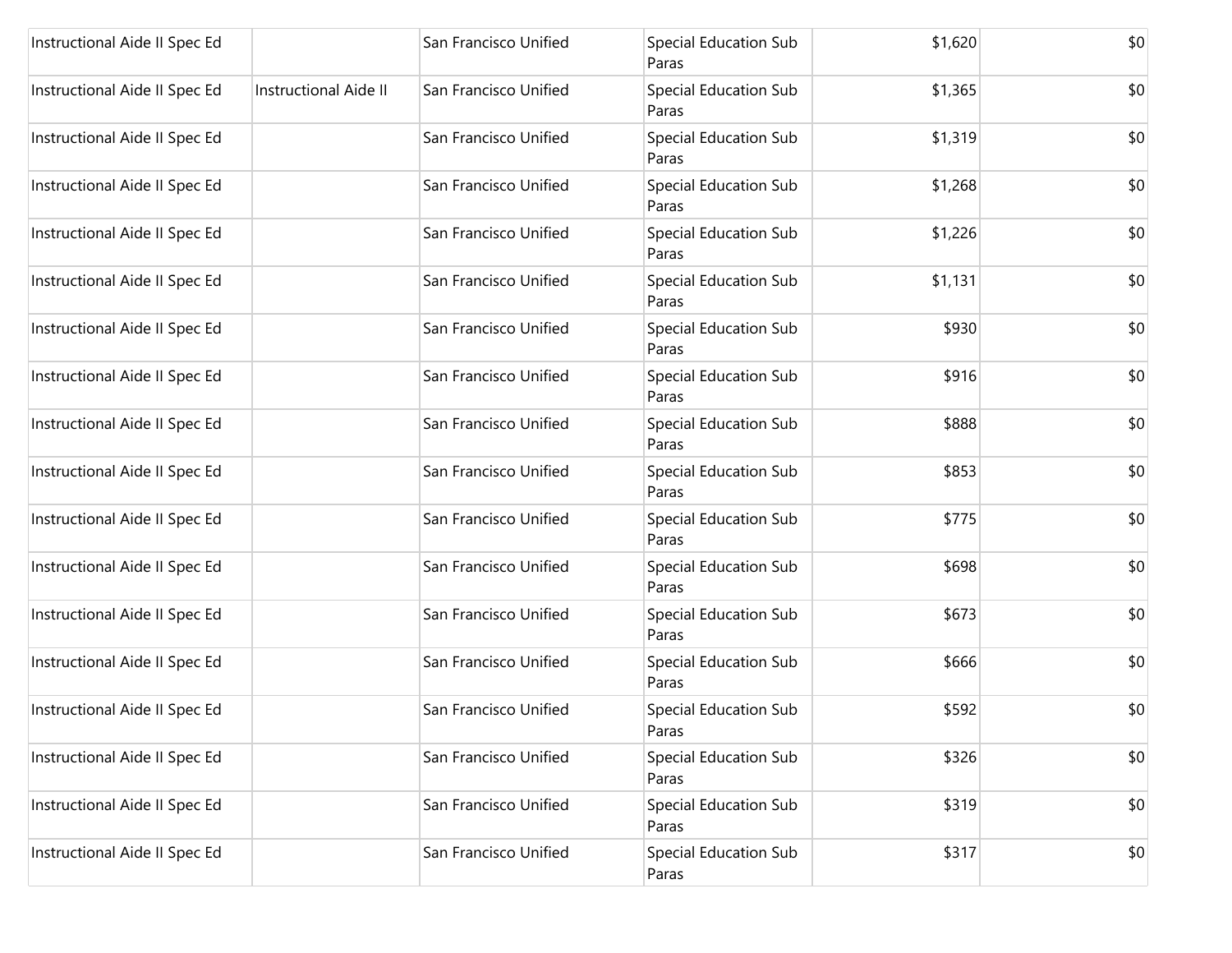| | | | | | |
|---|---|---|---|---|---|
| Instructional Aide II Spec Ed | | San Francisco Unified | Special Education Sub Paras | $1,620 | $0 |
| Instructional Aide II Spec Ed | Instructional Aide II | San Francisco Unified | Special Education Sub Paras | $1,365 | $0 |
| Instructional Aide II Spec Ed | | San Francisco Unified | Special Education Sub Paras | $1,319 | $0 |
| Instructional Aide II Spec Ed | | San Francisco Unified | Special Education Sub Paras | $1,268 | $0 |
| Instructional Aide II Spec Ed | | San Francisco Unified | Special Education Sub Paras | $1,226 | $0 |
| Instructional Aide II Spec Ed | | San Francisco Unified | Special Education Sub Paras | $1,131 | $0 |
| Instructional Aide II Spec Ed | | San Francisco Unified | Special Education Sub Paras | $930 | $0 |
| Instructional Aide II Spec Ed | | San Francisco Unified | Special Education Sub Paras | $916 | $0 |
| Instructional Aide II Spec Ed | | San Francisco Unified | Special Education Sub Paras | $888 | $0 |
| Instructional Aide II Spec Ed | | San Francisco Unified | Special Education Sub Paras | $853 | $0 |
| Instructional Aide II Spec Ed | | San Francisco Unified | Special Education Sub Paras | $775 | $0 |
| Instructional Aide II Spec Ed | | San Francisco Unified | Special Education Sub Paras | $698 | $0 |
| Instructional Aide II Spec Ed | | San Francisco Unified | Special Education Sub Paras | $673 | $0 |
| Instructional Aide II Spec Ed | | San Francisco Unified | Special Education Sub Paras | $666 | $0 |
| Instructional Aide II Spec Ed | | San Francisco Unified | Special Education Sub Paras | $592 | $0 |
| Instructional Aide II Spec Ed | | San Francisco Unified | Special Education Sub Paras | $326 | $0 |
| Instructional Aide II Spec Ed | | San Francisco Unified | Special Education Sub Paras | $319 | $0 |
| Instructional Aide II Spec Ed | | San Francisco Unified | Special Education Sub Paras | $317 | $0 |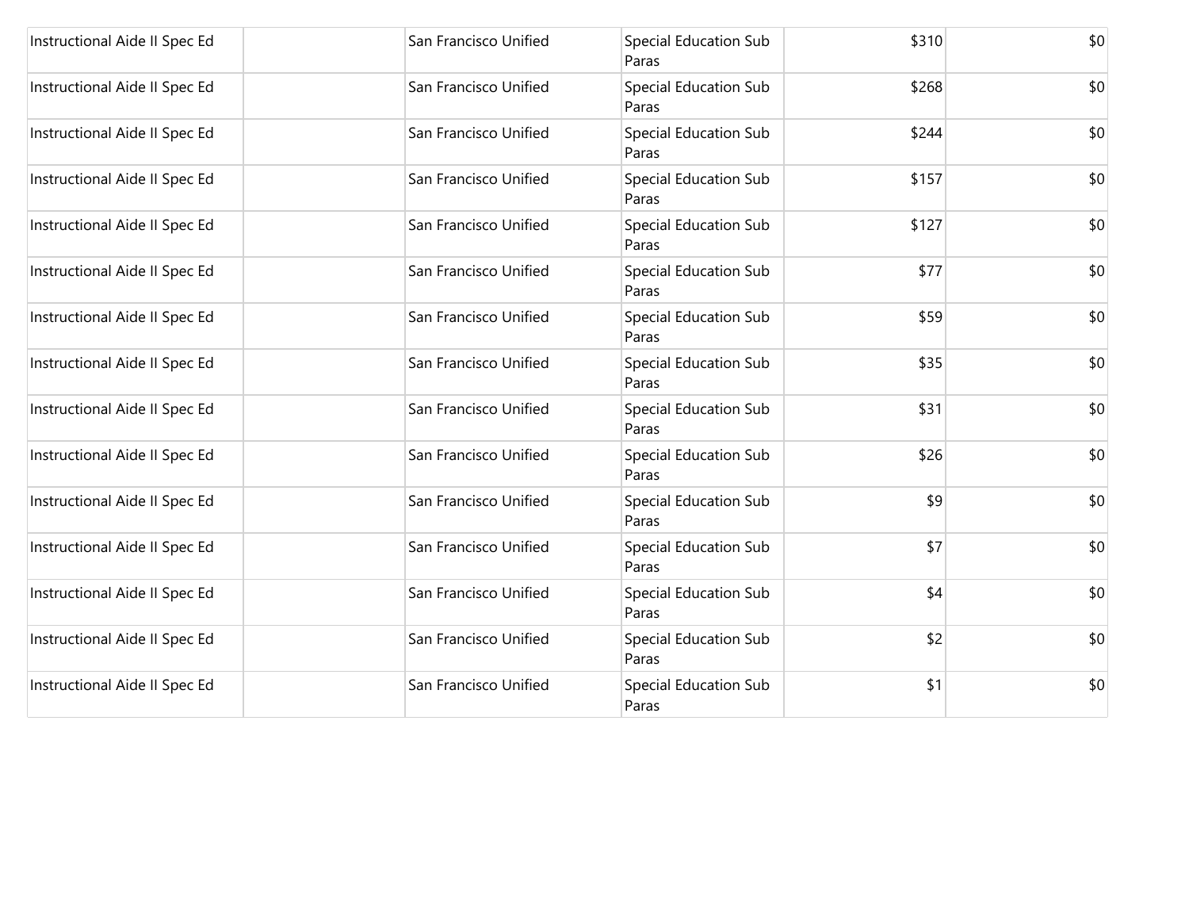| | | | | | |
|---|---|---|---|---|---|
| Instructional Aide II Spec Ed | | San Francisco Unified | Special Education Sub Paras | $310 | $0 |
| Instructional Aide II Spec Ed | | San Francisco Unified | Special Education Sub Paras | $268 | $0 |
| Instructional Aide II Spec Ed | | San Francisco Unified | Special Education Sub Paras | $244 | $0 |
| Instructional Aide II Spec Ed | | San Francisco Unified | Special Education Sub Paras | $157 | $0 |
| Instructional Aide II Spec Ed | | San Francisco Unified | Special Education Sub Paras | $127 | $0 |
| Instructional Aide II Spec Ed | | San Francisco Unified | Special Education Sub Paras | $77 | $0 |
| Instructional Aide II Spec Ed | | San Francisco Unified | Special Education Sub Paras | $59 | $0 |
| Instructional Aide II Spec Ed | | San Francisco Unified | Special Education Sub Paras | $35 | $0 |
| Instructional Aide II Spec Ed | | San Francisco Unified | Special Education Sub Paras | $31 | $0 |
| Instructional Aide II Spec Ed | | San Francisco Unified | Special Education Sub Paras | $26 | $0 |
| Instructional Aide II Spec Ed | | San Francisco Unified | Special Education Sub Paras | $9 | $0 |
| Instructional Aide II Spec Ed | | San Francisco Unified | Special Education Sub Paras | $7 | $0 |
| Instructional Aide II Spec Ed | | San Francisco Unified | Special Education Sub Paras | $4 | $0 |
| Instructional Aide II Spec Ed | | San Francisco Unified | Special Education Sub Paras | $2 | $0 |
| Instructional Aide II Spec Ed | | San Francisco Unified | Special Education Sub Paras | $1 | $0 |